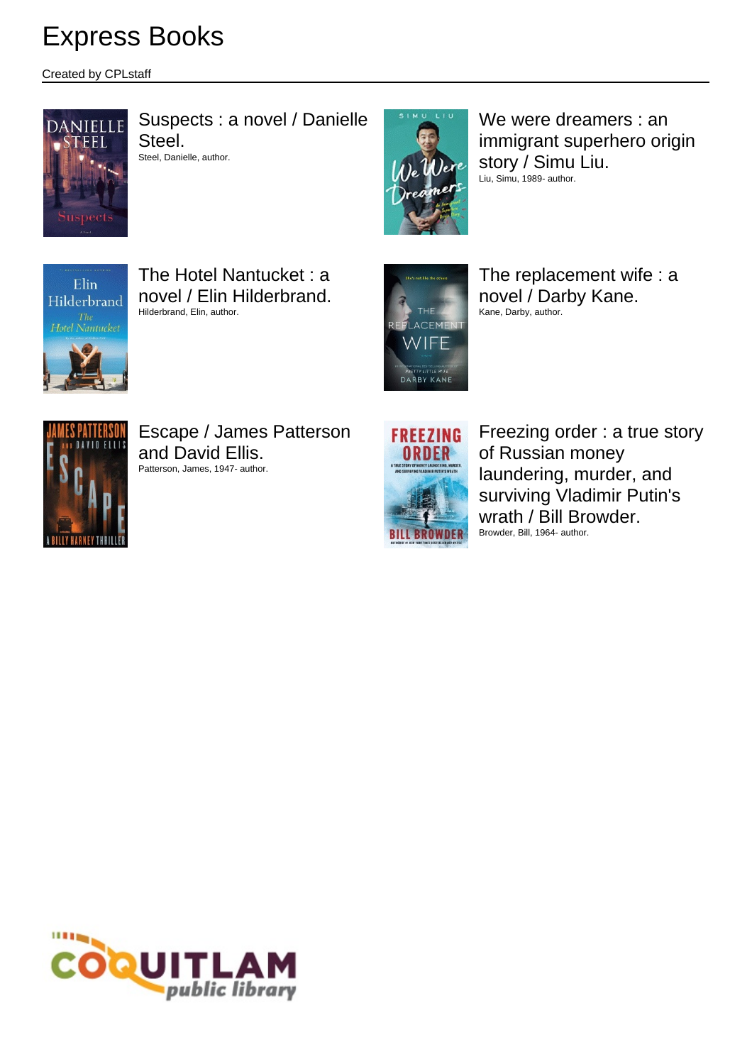# Express Books

Created by CPLstaff

Suspects : a novel / Danielle Steel.
Steel, Danielle, author.

We were dreamers : an immigrant superhero origin story / Simu Liu.
Liu, Simu, 1989- author.

The Hotel Nantucket : a novel / Elin Hilderbrand.
Hilderbrand, Elin, author.

The replacement wife : a novel / Darby Kane.
Kane, Darby, author.

Escape / James Patterson and David Ellis.
Patterson, James, 1947- author.

Freezing order : a true story of Russian money laundering, murder, and surviving Vladimir Putin's wrath / Bill Browder.
Browder, Bill, 1964- author.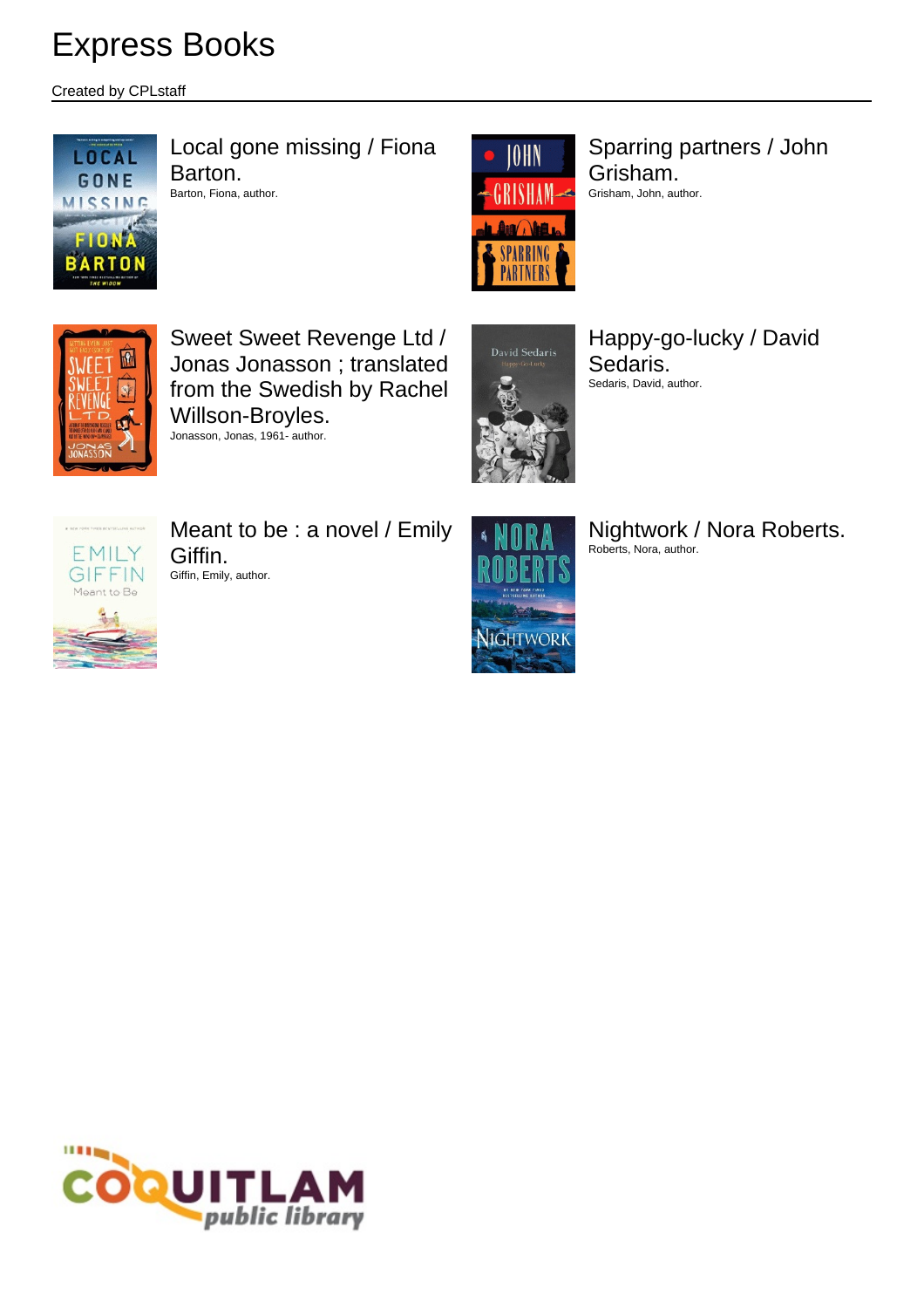# Express Books

Created by CPLstaff

Local gone missing / Fiona Barton.
Barton, Fiona, author.

Sparring partners / John Grisham.
Grisham, John, author.

Sweet Sweet Revenge Ltd / Jonas Jonasson ; translated from the Swedish by Rachel Willson-Broyles.
Jonasson, Jonas, 1961- author.

Happy-go-lucky / David Sedaris.
Sedaris, David, author.

Meant to be : a novel / Emily Giffin.
Giffin, Emily, author.

Nightwork / Nora Roberts.
Roberts, Nora, author.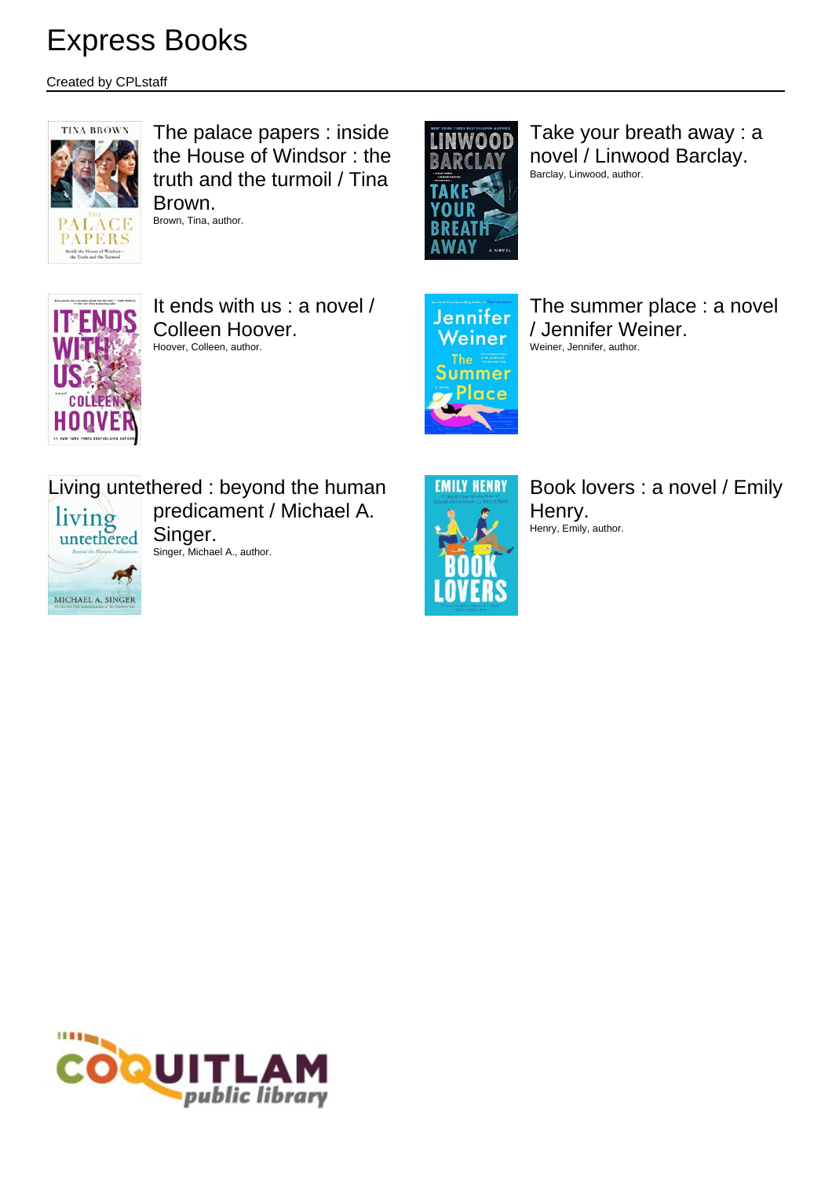# Express Books

Created by CPLstaff

The palace papers : inside the House of Windsor : the truth and the turmoil / Tina Brown.
Brown, Tina, author.

Take your breath away : a novel / Linwood Barclay.
Barclay, Linwood, author.

It ends with us : a novel / Colleen Hoover.
Hoover, Colleen, author.

The summer place : a novel / Jennifer Weiner.
Weiner, Jennifer, author.

Living untethered : beyond the human predicament / Michael A. Singer.
Singer, Michael A., author.

Book lovers : a novel / Emily Henry.
Henry, Emily, author.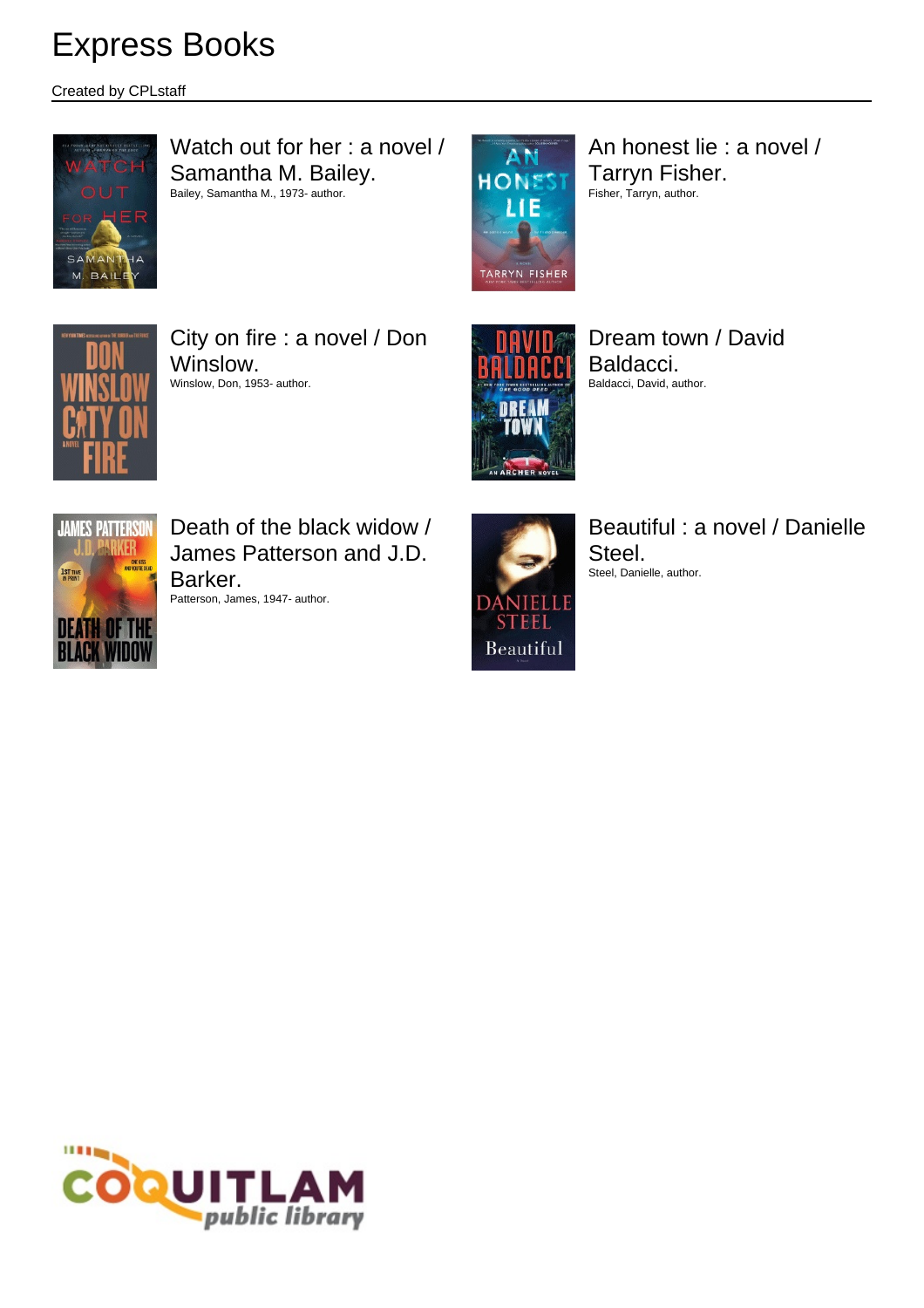# Express Books

Created by CPLstaff

Watch out for her : a novel / Samantha M. Bailey.
Bailey, Samantha M., 1973- author.

An honest lie : a novel / Tarryn Fisher.
Fisher, Tarryn, author.

City on fire : a novel / Don Winslow.
Winslow, Don, 1953- author.

Dream town / David Baldacci.
Baldacci, David, author.

Death of the black widow / James Patterson and J.D. Barker.
Patterson, James, 1947- author.

Beautiful : a novel / Danielle Steel.
Steel, Danielle, author.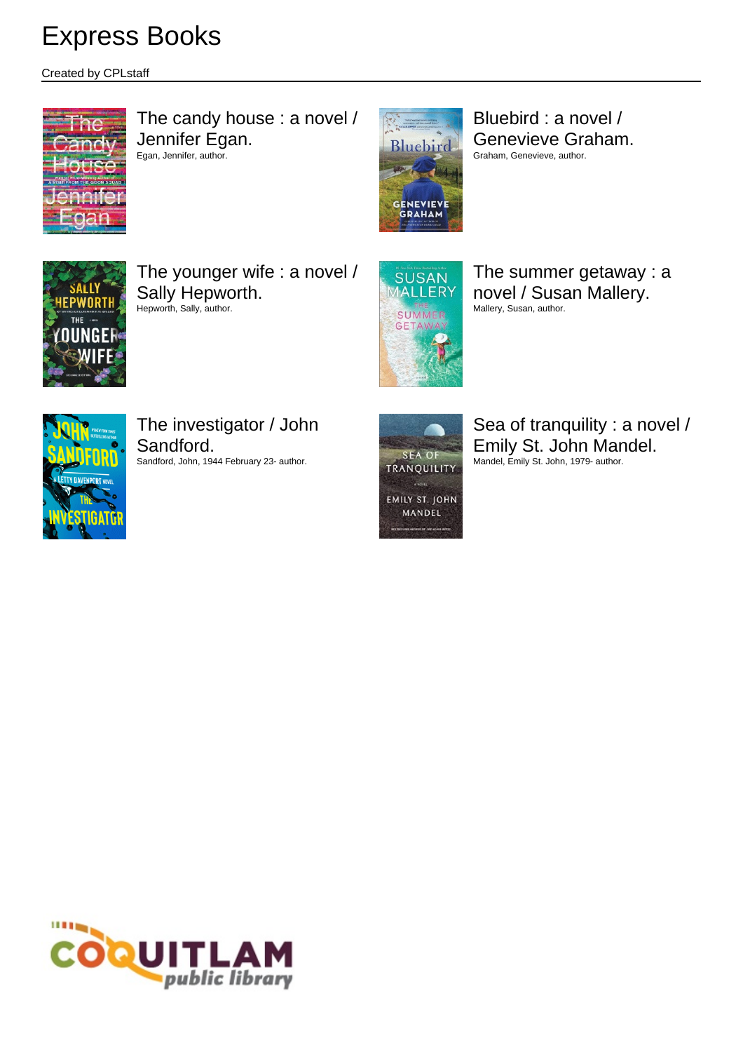# Express Books

Created by CPLstaff

The candy house : a novel / Jennifer Egan.
Egan, Jennifer, author.

Bluebird : a novel / Genevieve Graham.
Graham, Genevieve, author.

The younger wife : a novel / Sally Hepworth.
Hepworth, Sally, author.

The summer getaway : a novel / Susan Mallery.
Mallery, Susan, author.

The investigator / John Sandford.
Sandford, John, 1944 February 23- author.

Sea of tranquility : a novel / Emily St. John Mandel.
Mandel, Emily St. John, 1979- author.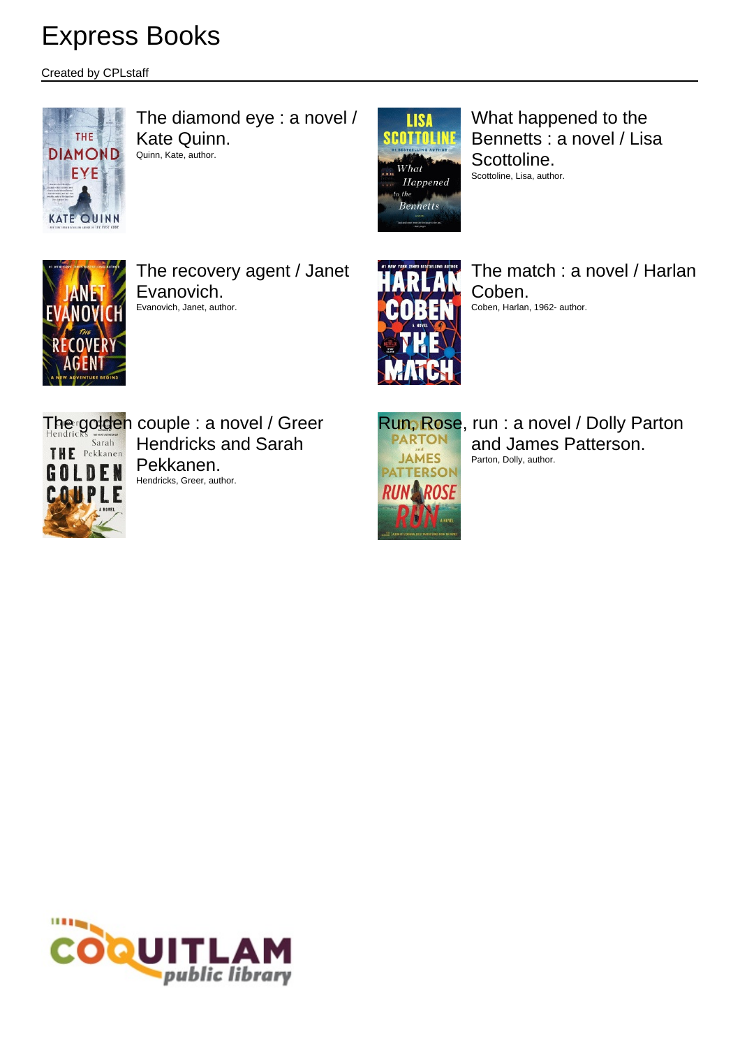# Express Books

Created by CPLstaff

The diamond eye : a novel / Kate Quinn.
Quinn, Kate, author.

What happened to the Bennetts : a novel / Lisa Scottoline.
Scottoline, Lisa, author.

The recovery agent / Janet Evanovich.
Evanovich, Janet, author.

The match : a novel / Harlan Coben.
Coben, Harlan, 1962- author.

The golden couple : a novel / Greer Hendricks and Sarah Pekkanen.
Hendricks, Greer, author.

Run, Rose, run : a novel / Dolly Parton and James Patterson.
Parton, Dolly, author.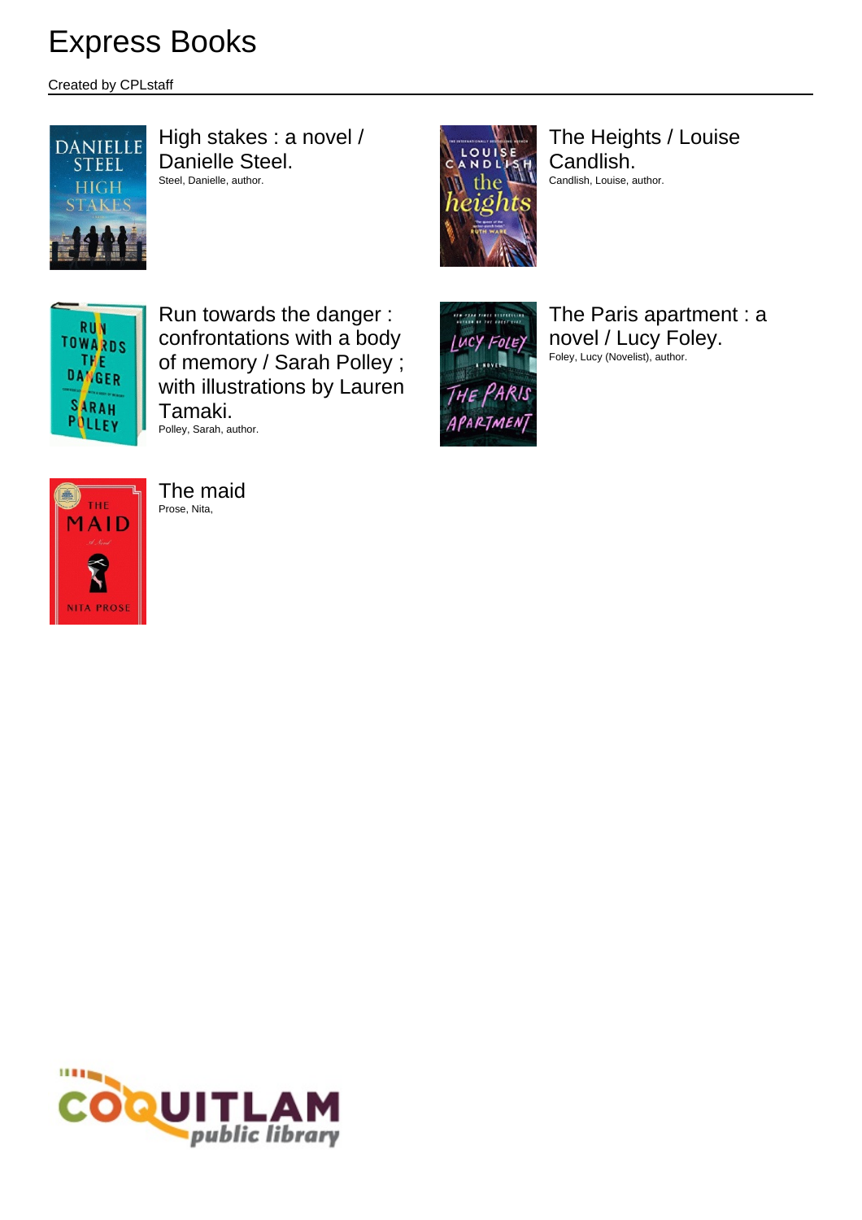# Express Books

Created by CPLstaff

High stakes : a novel / Danielle Steel.
Steel, Danielle, author.

The Heights / Louise Candlish.
Candlish, Louise, author.

Run towards the danger : confrontations with a body of memory / Sarah Polley ; with illustrations by Lauren Tamaki.
Polley, Sarah, author.

The Paris apartment : a novel / Lucy Foley.
Foley, Lucy (Novelist), author.

The maid
Prose, Nita,